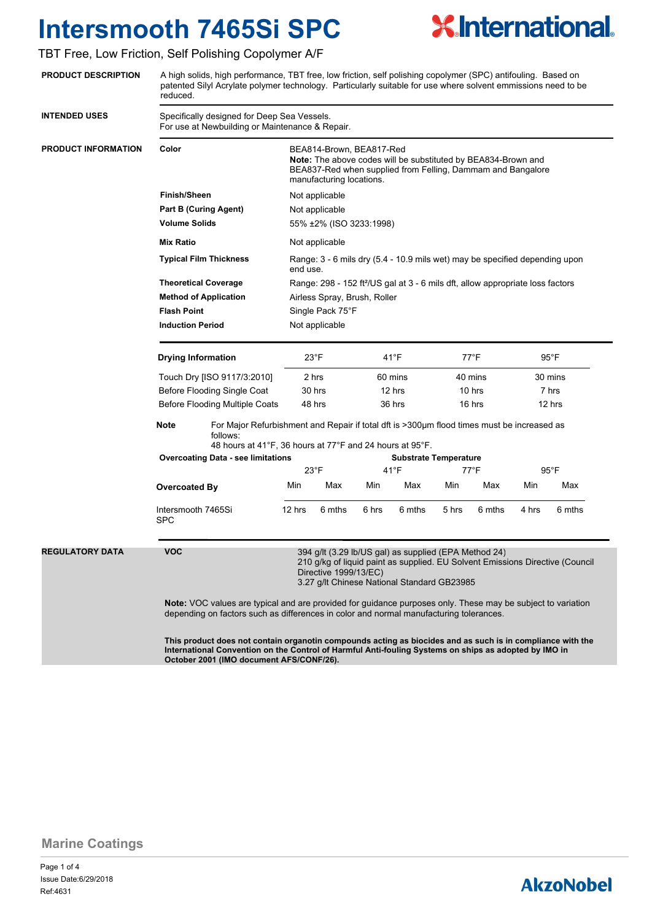# Intersmooth 7465Si SPC

TBT Free, Low Friction, Self Polishing Copolymer A/F

**PRODUCT DESCRIPTION**

A high solids, high performance, TBT free, low friction, self polishing copolymer (SPC) antifouling. Based on patented Silyl Acrylate polymer technology. Particularly suitable for use where solvent emmissions need to be reduced.

**INTENDED USES**

Specifically designed for Deep Sea Vessels.
For use at Newbuilding or Maintenance & Repair.

**PRODUCT INFORMATION**

| | |
|---|---|
| **Color** | BEA814-Brown, BEA817-Red<br>**Note:** The above codes will be substituted by BEA834-Brown and BEA837-Red when supplied from Felling, Dammam and Bangalore manufacturing locations. |
| **Finish/Sheen** | Not applicable |
| **Part B (Curing Agent)** | Not applicable |
| **Volume Solids** | 55% ±2% (ISO 3233:1998) |
| **Mix Ratio** | Not applicable |
| **Typical Film Thickness** | Range: 3 - 6 mils dry (5.4 - 10.9 mils wet) may be specified depending upon end use. |
| **Theoretical Coverage** | Range: 298 - 152 ft²/US gal at 3 - 6 mils dft, allow appropriate loss factors |
| **Method of Application** | Airless Spray, Brush, Roller |
| **Flash Point** | Single Pack 75°F |
| **Induction Period** | Not applicable |

| **Drying Information** | 23°F | 41°F | 77°F | 95°F |
|---|---|---|---|---|
| Touch Dry [ISO 9117/3:2010] | 2 hrs | 60 mins | 40 mins | 30 mins |
| Before Flooding Single Coat | 30 hrs | 12 hrs | 10 hrs | 7 hrs |
| Before Flooding Multiple Coats | 48 hrs | 36 hrs | 16 hrs | 12 hrs |

**Note** For Major Refurbishment and Repair if total dft is >300µm flood times must be increased as follows:
48 hours at 41°F, 36 hours at 77°F and 24 hours at 95°F.

| **Overcoating Data - see limitations** | Substrate Temperature | | | | | | | |
|---|---|---|---|---|---|---|---|---|
| | 23°F | | 41°F | | 77°F | | 95°F | |
| **Overcoated By** | Min | Max | Min | Max | Min | Max | Min | Max |
| Intersmooth 7465Si SPC | 12 hrs | 6 mths | 6 hrs | 6 mths | 5 hrs | 6 mths | 4 hrs | 6 mths |

**REGULATORY DATA**

**VOC**

394 g/lt (3.29 lb/US gal) as supplied (EPA Method 24)
210 g/kg of liquid paint as supplied. EU Solvent Emissions Directive (Council Directive 1999/13/EC)
3.27 g/lt Chinese National Standard GB23985

**Note:** VOC values are typical and are provided for guidance purposes only. These may be subject to variation depending on factors such as differences in color and normal manufacturing tolerances.

**This product does not contain organotin compounds acting as biocides and as such is in compliance with the International Convention on the Control of Harmful Anti-fouling Systems on ships as adopted by IMO in October 2001 (IMO document AFS/CONF/26).**

Marine Coatings

Issue Date:6/29/2018
Ref:4631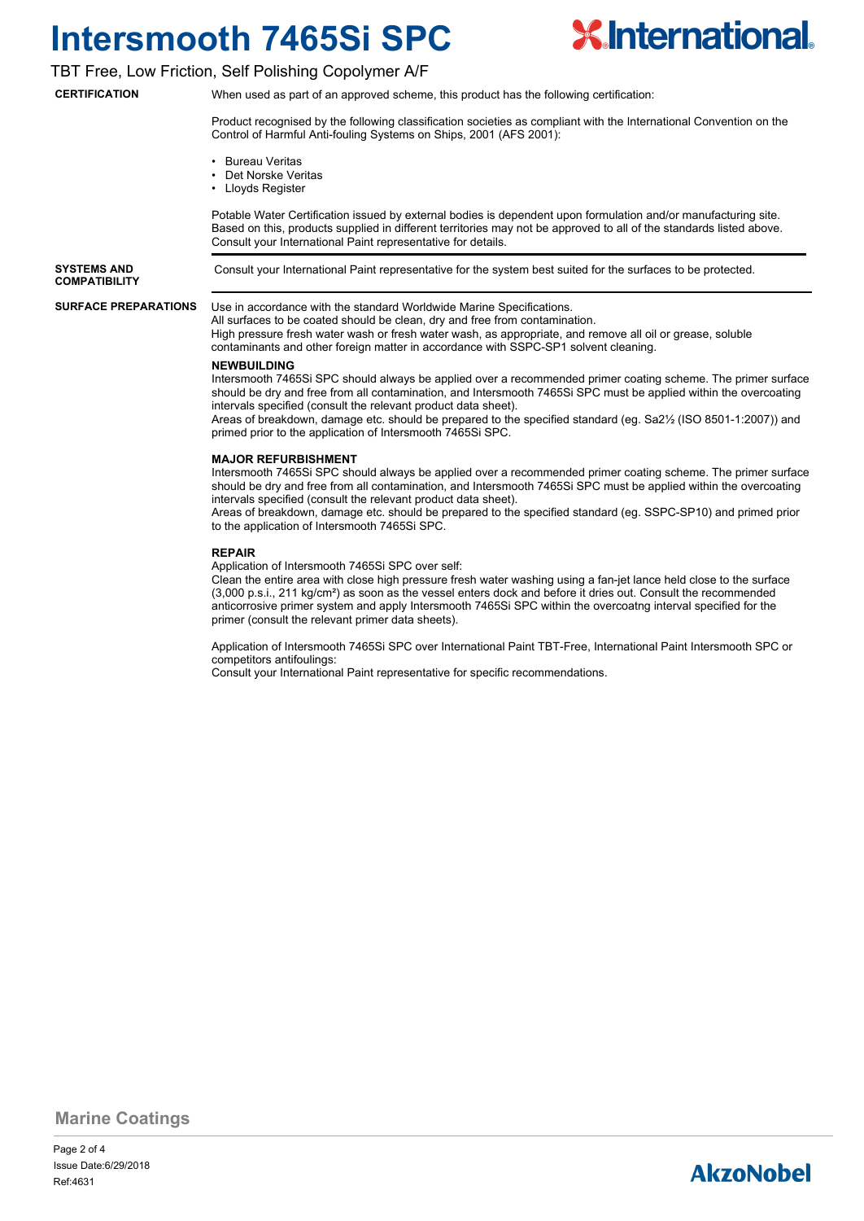**CERTIFICATION**

When used as part of an approved scheme, this product has the following certification:

Product recognised by the following classification societies as compliant with the International Convention on the Control of Harmful Anti-fouling Systems on Ships, 2001 (AFS 2001):

- Bureau Veritas
- Det Norske Veritas
- Lloyds Register

Potable Water Certification issued by external bodies is dependent upon formulation and/or manufacturing site. Based on this, products supplied in different territories may not be approved to all of the standards listed above. Consult your International Paint representative for details.

**SYSTEMS AND COMPATIBILITY**

Consult your International Paint representative for the system best suited for the surfaces to be protected.

**SURFACE PREPARATIONS**

Use in accordance with the standard Worldwide Marine Specifications.
All surfaces to be coated should be clean, dry and free from contamination.
High pressure fresh water wash or fresh water wash, as appropriate, and remove all oil or grease, soluble contaminants and other foreign matter in accordance with SSPC-SP1 solvent cleaning.

**NEWBUILDING**

Intersmooth 7465Si SPC should always be applied over a recommended primer coating scheme. The primer surface should be dry and free from all contamination, and Intersmooth 7465Si SPC must be applied within the overcoating intervals specified (consult the relevant product data sheet).
Areas of breakdown, damage etc. should be prepared to the specified standard (eg. Sa2½ (ISO 8501-1:2007)) and primed prior to the application of Intersmooth 7465Si SPC.

**MAJOR REFURBISHMENT**

Intersmooth 7465Si SPC should always be applied over a recommended primer coating scheme. The primer surface should be dry and free from all contamination, and Intersmooth 7465Si SPC must be applied within the overcoating intervals specified (consult the relevant product data sheet).
Areas of breakdown, damage etc. should be prepared to the specified standard (eg. SSPC-SP10) and primed prior to the application of Intersmooth 7465Si SPC.

**REPAIR**

Application of Intersmooth 7465Si SPC over self:
Clean the entire area with close high pressure fresh water washing using a fan-jet lance held close to the surface (3,000 p.s.i., 211 kg/cm²) as soon as the vessel enters dock and before it dries out. Consult the recommended anticorrosive primer system and apply Intersmooth 7465Si SPC within the overcoatng interval specified for the primer (consult the relevant primer data sheets).

Application of Intersmooth 7465Si SPC over International Paint TBT-Free, International Paint Intersmooth SPC or competitors antifoulings:
Consult your International Paint representative for specific recommendations.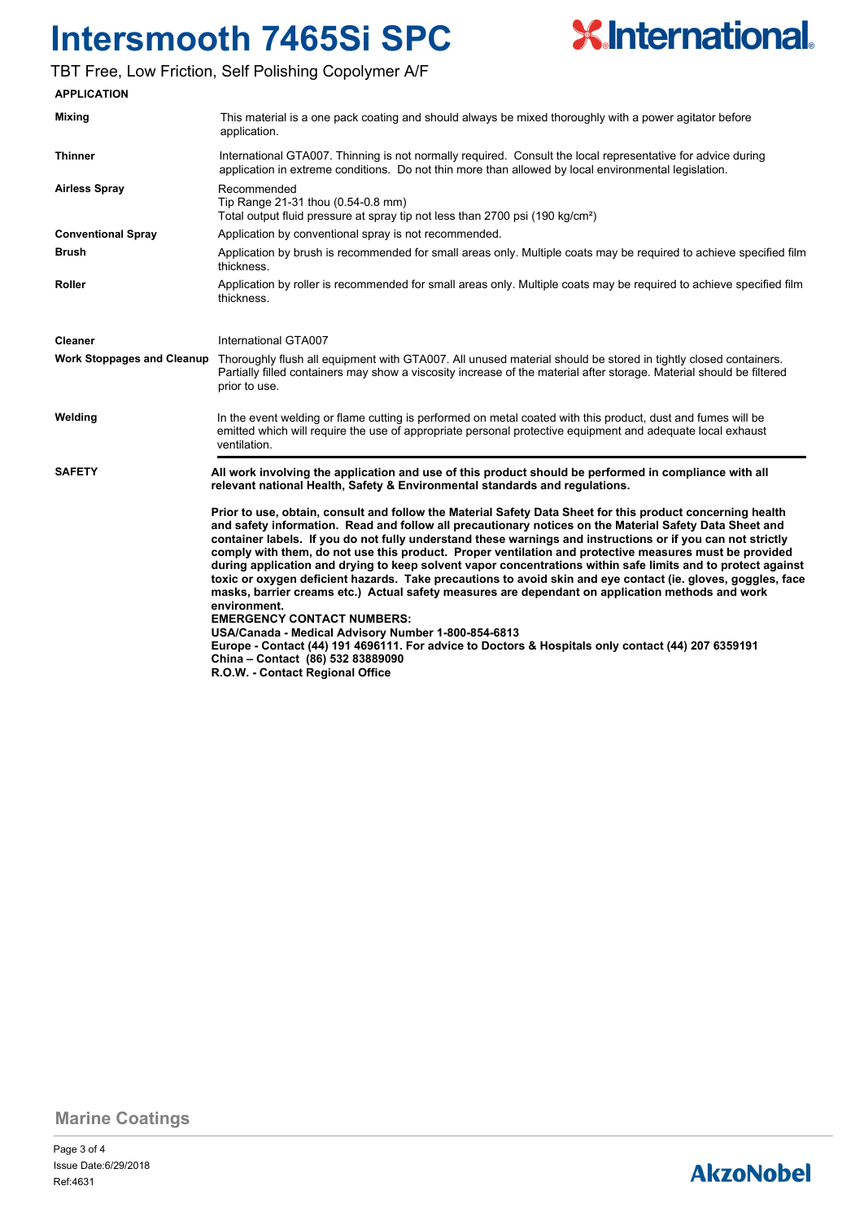# Intersmooth 7465Si SPC

TBT Free, Low Friction, Self Polishing Copolymer A/F

## APPLICATION

| | |
|---|---|
| **Mixing** | This material is a one pack coating and should always be mixed thoroughly with a power agitator before application. |
| **Thinner** | International GTA007. Thinning is not normally required. Consult the local representative for advice during application in extreme conditions. Do not thin more than allowed by local environmental legislation. |
| **Airless Spray** | Recommended<br>Tip Range 21-31 thou (0.54-0.8 mm)<br>Total output fluid pressure at spray tip not less than 2700 psi (190 kg/cm²) |
| **Conventional Spray** | Application by conventional spray is not recommended. |
| **Brush** | Application by brush is recommended for small areas only. Multiple coats may be required to achieve specified film thickness. |
| **Roller** | Application by roller is recommended for small areas only. Multiple coats may be required to achieve specified film thickness. |
| **Cleaner** | International GTA007 |
| **Work Stoppages and Cleanup** | Thoroughly flush all equipment with GTA007. All unused material should be stored in tightly closed containers. Partially filled containers may show a viscosity increase of the material after storage. Material should be filtered prior to use. |
| **Welding** | In the event welding or flame cutting is performed on metal coated with this product, dust and fumes will be emitted which will require the use of appropriate personal protective equipment and adequate local exhaust ventilation. |

## SAFETY

**All work involving the application and use of this product should be performed in compliance with all relevant national Health, Safety & Environmental standards and regulations.**

**Prior to use, obtain, consult and follow the Material Safety Data Sheet for this product concerning health and safety information. Read and follow all precautionary notices on the Material Safety Data Sheet and container labels. If you do not fully understand these warnings and instructions or if you can not strictly comply with them, do not use this product. Proper ventilation and protective measures must be provided during application and drying to keep solvent vapor concentrations within safe limits and to protect against toxic or oxygen deficient hazards. Take precautions to avoid skin and eye contact (ie. gloves, goggles, face masks, barrier creams etc.) Actual safety measures are dependant on application methods and work environment.**

**EMERGENCY CONTACT NUMBERS:**
**USA/Canada - Medical Advisory Number 1-800-854-6813**
**Europe - Contact (44) 191 4696111. For advice to Doctors & Hospitals only contact (44) 207 6359191**
**China – Contact (86) 532 83889090**
**R.O.W. - Contact Regional Office**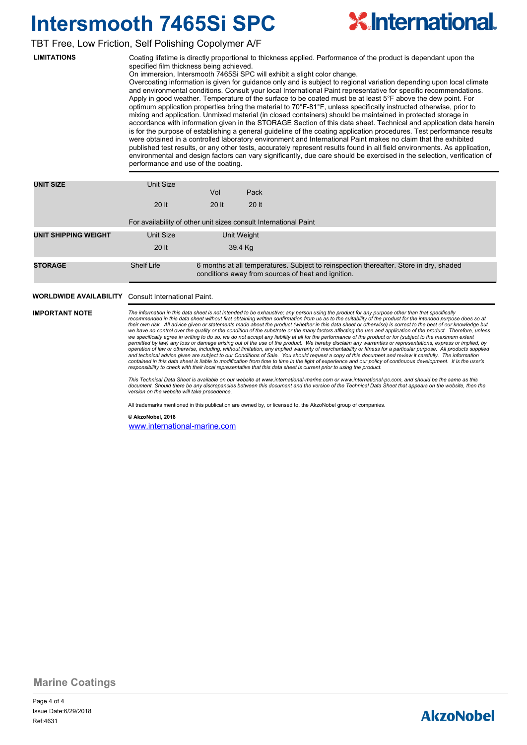**LIMITATIONS**

Coating lifetime is directly proportional to thickness applied. Performance of the product is dependant upon the specified film thickness being achieved.
On immersion, Intersmooth 7465Si SPC will exhibit a slight color change.
Overcoating information is given for guidance only and is subject to regional variation depending upon local climate and environmental conditions. Consult your local International Paint representative for specific recommendations.
Apply in good weather. Temperature of the surface to be coated must be at least 5°F above the dew point. For optimum application properties bring the material to 70°F-81°F, unless specifically instructed otherwise, prior to mixing and application. Unmixed material (in closed containers) should be maintained in protected storage in accordance with information given in the STORAGE Section of this data sheet. Technical and application data herein is for the purpose of establishing a general guideline of the coating application procedures. Test performance results were obtained in a controlled laboratory environment and International Paint makes no claim that the exhibited published test results, or any other tests, accurately represent results found in all field environments. As application, environmental and design factors can vary significantly, due care should be exercised in the selection, verification of performance and use of the coating.

**UNIT SIZE**

| Unit Size | Vol | Pack |
|---|---|---|
| 20 lt | 20 lt | 20 lt |

For availability of other unit sizes consult International Paint

**UNIT SHIPPING WEIGHT**

| Unit Size | Unit Weight |
|---|---|
| 20 lt | 39.4 Kg |

**STORAGE**

| | |
|---|---|
| Shelf Life | 6 months at all temperatures. Subject to reinspection thereafter. Store in dry, shaded conditions away from sources of heat and ignition. |

**WORLDWIDE AVAILABILITY** Consult International Paint.

**IMPORTANT NOTE**

*The information in this data sheet is not intended to be exhaustive; any person using the product for any purpose other than that specifically recommended in this data sheet without first obtaining written confirmation from us as to the suitability of the product for the intended purpose does so at their own risk. All advice given or statements made about the product (whether in this data sheet or otherwise) is correct to the best of our knowledge but we have no control over the quality or the condition of the substrate or the many factors affecting the use and application of the product. Therefore, unless we specifically agree in writing to do so, we do not accept any liability at all for the performance of the product or for (subject to the maximum extent permitted by law) any loss or damage arising out of the use of the product. We hereby disclaim any warranties or representations, express or implied, by operation of law or otherwise, including, without limitation, any implied warranty of merchantability or fitness for a particular purpose. All products supplied and technical advice given are subject to our Conditions of Sale. You should request a copy of this document and review it carefully. The information contained in this data sheet is liable to modification from time to time in the light of experience and our policy of continuous development. It is the user's responsibility to check with their local representative that this data sheet is current prior to using the product.*

*This Technical Data Sheet is available on our website at www.international-marine.com or www.international-pc.com, and should be the same as this document. Should there be any discrepancies between this document and the version of the Technical Data Sheet that appears on the website, then the version on the website will take precedence.*

All trademarks mentioned in this publication are owned by, or licensed to, the AkzoNobel group of companies.

**© AkzoNobel, 2018**

www.international-marine.com